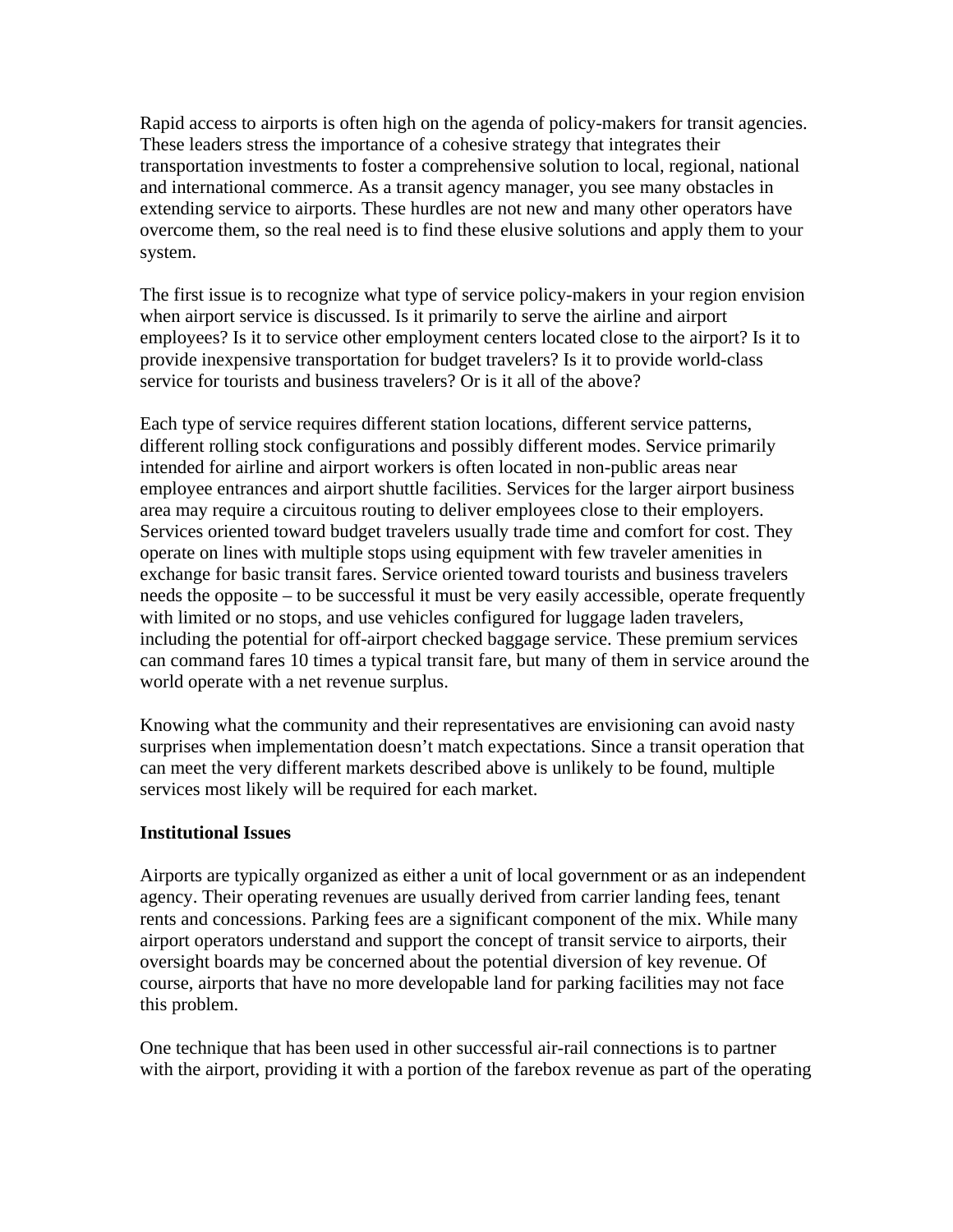Rapid access to airports is often high on the agenda of policy-makers for transit agencies. These leaders stress the importance of a cohesive strategy that integrates their transportation investments to foster a comprehensive solution to local, regional, national and international commerce. As a transit agency manager, you see many obstacles in extending service to airports. These hurdles are not new and many other operators have overcome them, so the real need is to find these elusive solutions and apply them to your system.

The first issue is to recognize what type of service policy-makers in your region envision when airport service is discussed. Is it primarily to serve the airline and airport employees? Is it to service other employment centers located close to the airport? Is it to provide inexpensive transportation for budget travelers? Is it to provide world-class service for tourists and business travelers? Or is it all of the above?

Each type of service requires different station locations, different service patterns, different rolling stock configurations and possibly different modes. Service primarily intended for airline and airport workers is often located in non-public areas near employee entrances and airport shuttle facilities. Services for the larger airport business area may require a circuitous routing to deliver employees close to their employers. Services oriented toward budget travelers usually trade time and comfort for cost. They operate on lines with multiple stops using equipment with few traveler amenities in exchange for basic transit fares. Service oriented toward tourists and business travelers needs the opposite – to be successful it must be very easily accessible, operate frequently with limited or no stops, and use vehicles configured for luggage laden travelers, including the potential for off-airport checked baggage service. These premium services can command fares 10 times a typical transit fare, but many of them in service around the world operate with a net revenue surplus.

Knowing what the community and their representatives are envisioning can avoid nasty surprises when implementation doesn't match expectations. Since a transit operation that can meet the very different markets described above is unlikely to be found, multiple services most likely will be required for each market.

**Institutional Issues**

Airports are typically organized as either a unit of local government or as an independent agency. Their operating revenues are usually derived from carrier landing fees, tenant rents and concessions. Parking fees are a significant component of the mix. While many airport operators understand and support the concept of transit service to airports, their oversight boards may be concerned about the potential diversion of key revenue. Of course, airports that have no more developable land for parking facilities may not face this problem.

One technique that has been used in other successful air-rail connections is to partner with the airport, providing it with a portion of the farebox revenue as part of the operating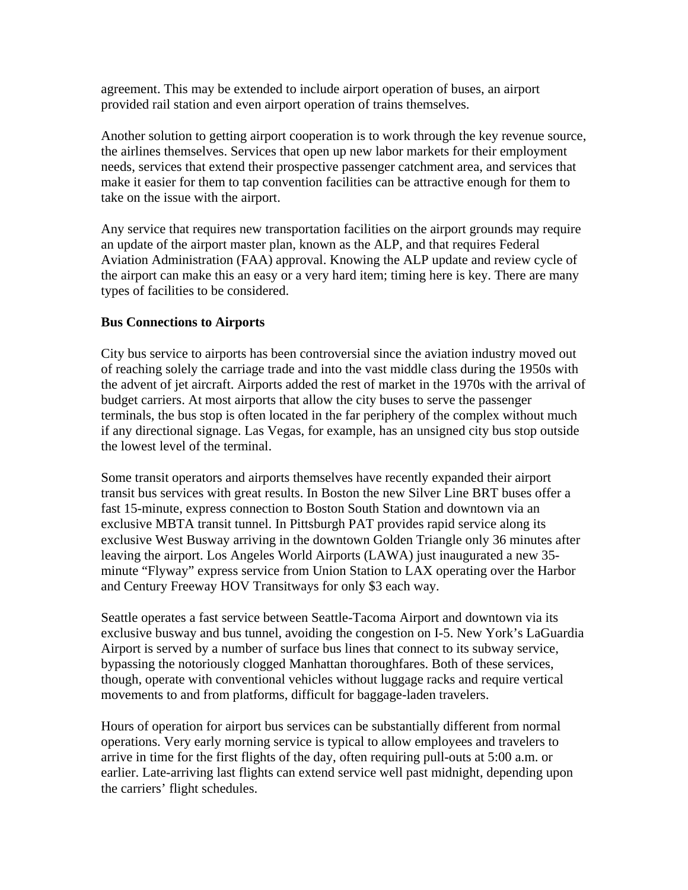agreement. This may be extended to include airport operation of buses, an airport provided rail station and even airport operation of trains themselves.

Another solution to getting airport cooperation is to work through the key revenue source, the airlines themselves. Services that open up new labor markets for their employment needs, services that extend their prospective passenger catchment area, and services that make it easier for them to tap convention facilities can be attractive enough for them to take on the issue with the airport.

Any service that requires new transportation facilities on the airport grounds may require an update of the airport master plan, known as the ALP, and that requires Federal Aviation Administration (FAA) approval. Knowing the ALP update and review cycle of the airport can make this an easy or a very hard item; timing here is key. There are many types of facilities to be considered.

**Bus Connections to Airports**

City bus service to airports has been controversial since the aviation industry moved out of reaching solely the carriage trade and into the vast middle class during the 1950s with the advent of jet aircraft. Airports added the rest of market in the 1970s with the arrival of budget carriers. At most airports that allow the city buses to serve the passenger terminals, the bus stop is often located in the far periphery of the complex without much if any directional signage. Las Vegas, for example, has an unsigned city bus stop outside the lowest level of the terminal.

Some transit operators and airports themselves have recently expanded their airport transit bus services with great results. In Boston the new Silver Line BRT buses offer a fast 15-minute, express connection to Boston South Station and downtown via an exclusive MBTA transit tunnel. In Pittsburgh PAT provides rapid service along its exclusive West Busway arriving in the downtown Golden Triangle only 36 minutes after leaving the airport. Los Angeles World Airports (LAWA) just inaugurated a new 35-minute "Flyway" express service from Union Station to LAX operating over the Harbor and Century Freeway HOV Transitways for only $3 each way.

Seattle operates a fast service between Seattle-Tacoma Airport and downtown via its exclusive busway and bus tunnel, avoiding the congestion on I-5. New York's LaGuardia Airport is served by a number of surface bus lines that connect to its subway service, bypassing the notoriously clogged Manhattan thoroughfares. Both of these services, though, operate with conventional vehicles without luggage racks and require vertical movements to and from platforms, difficult for baggage-laden travelers.

Hours of operation for airport bus services can be substantially different from normal operations. Very early morning service is typical to allow employees and travelers to arrive in time for the first flights of the day, often requiring pull-outs at 5:00 a.m. or earlier. Late-arriving last flights can extend service well past midnight, depending upon the carriers' flight schedules.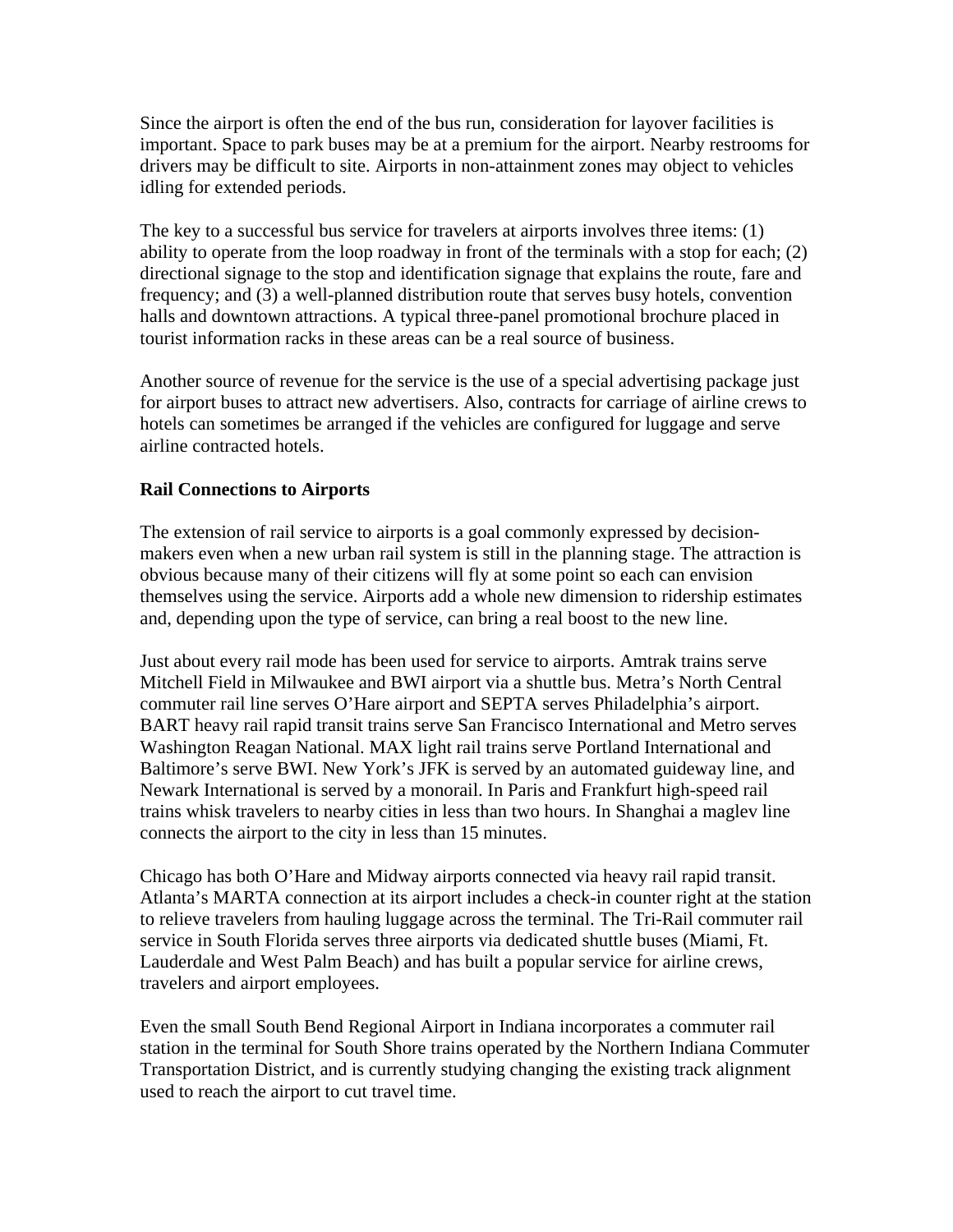Since the airport is often the end of the bus run, consideration for layover facilities is important. Space to park buses may be at a premium for the airport. Nearby restrooms for drivers may be difficult to site. Airports in non-attainment zones may object to vehicles idling for extended periods.

The key to a successful bus service for travelers at airports involves three items: (1) ability to operate from the loop roadway in front of the terminals with a stop for each; (2) directional signage to the stop and identification signage that explains the route, fare and frequency; and (3) a well-planned distribution route that serves busy hotels, convention halls and downtown attractions. A typical three-panel promotional brochure placed in tourist information racks in these areas can be a real source of business.

Another source of revenue for the service is the use of a special advertising package just for airport buses to attract new advertisers. Also, contracts for carriage of airline crews to hotels can sometimes be arranged if the vehicles are configured for luggage and serve airline contracted hotels.

**Rail Connections to Airports**

The extension of rail service to airports is a goal commonly expressed by decision-makers even when a new urban rail system is still in the planning stage. The attraction is obvious because many of their citizens will fly at some point so each can envision themselves using the service. Airports add a whole new dimension to ridership estimates and, depending upon the type of service, can bring a real boost to the new line.

Just about every rail mode has been used for service to airports. Amtrak trains serve Mitchell Field in Milwaukee and BWI airport via a shuttle bus. Metra's North Central commuter rail line serves O'Hare airport and SEPTA serves Philadelphia's airport. BART heavy rail rapid transit trains serve San Francisco International and Metro serves Washington Reagan National. MAX light rail trains serve Portland International and Baltimore's serve BWI. New York's JFK is served by an automated guideway line, and Newark International is served by a monorail. In Paris and Frankfurt high-speed rail trains whisk travelers to nearby cities in less than two hours. In Shanghai a maglev line connects the airport to the city in less than 15 minutes.

Chicago has both O'Hare and Midway airports connected via heavy rail rapid transit. Atlanta's MARTA connection at its airport includes a check-in counter right at the station to relieve travelers from hauling luggage across the terminal. The Tri-Rail commuter rail service in South Florida serves three airports via dedicated shuttle buses (Miami, Ft. Lauderdale and West Palm Beach) and has built a popular service for airline crews, travelers and airport employees.

Even the small South Bend Regional Airport in Indiana incorporates a commuter rail station in the terminal for South Shore trains operated by the Northern Indiana Commuter Transportation District, and is currently studying changing the existing track alignment used to reach the airport to cut travel time.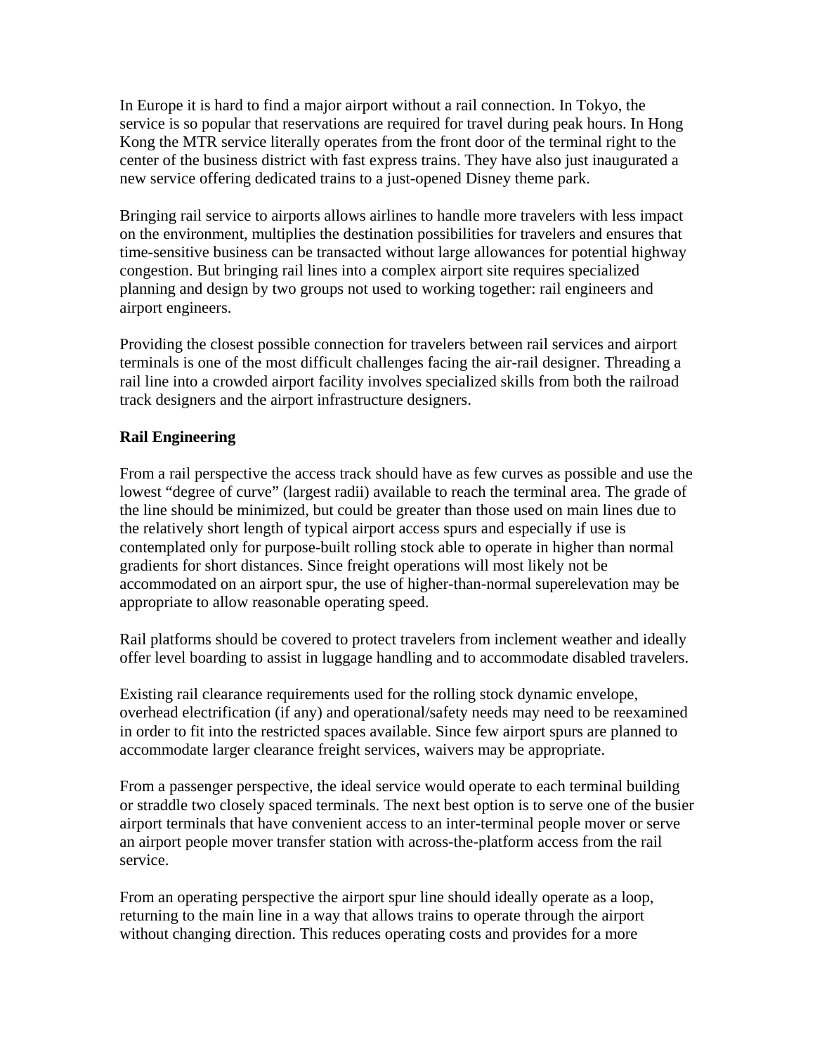In Europe it is hard to find a major airport without a rail connection. In Tokyo, the service is so popular that reservations are required for travel during peak hours. In Hong Kong the MTR service literally operates from the front door of the terminal right to the center of the business district with fast express trains. They have also just inaugurated a new service offering dedicated trains to a just-opened Disney theme park.

Bringing rail service to airports allows airlines to handle more travelers with less impact on the environment, multiplies the destination possibilities for travelers and ensures that time-sensitive business can be transacted without large allowances for potential highway congestion. But bringing rail lines into a complex airport site requires specialized planning and design by two groups not used to working together: rail engineers and airport engineers.

Providing the closest possible connection for travelers between rail services and airport terminals is one of the most difficult challenges facing the air-rail designer. Threading a rail line into a crowded airport facility involves specialized skills from both the railroad track designers and the airport infrastructure designers.

**Rail Engineering**

From a rail perspective the access track should have as few curves as possible and use the lowest "degree of curve" (largest radii) available to reach the terminal area. The grade of the line should be minimized, but could be greater than those used on main lines due to the relatively short length of typical airport access spurs and especially if use is contemplated only for purpose-built rolling stock able to operate in higher than normal gradients for short distances. Since freight operations will most likely not be accommodated on an airport spur, the use of higher-than-normal superelevation may be appropriate to allow reasonable operating speed.

Rail platforms should be covered to protect travelers from inclement weather and ideally offer level boarding to assist in luggage handling and to accommodate disabled travelers.

Existing rail clearance requirements used for the rolling stock dynamic envelope, overhead electrification (if any) and operational/safety needs may need to be reexamined in order to fit into the restricted spaces available. Since few airport spurs are planned to accommodate larger clearance freight services, waivers may be appropriate.

From a passenger perspective, the ideal service would operate to each terminal building or straddle two closely spaced terminals. The next best option is to serve one of the busier airport terminals that have convenient access to an inter-terminal people mover or serve an airport people mover transfer station with across-the-platform access from the rail service.

From an operating perspective the airport spur line should ideally operate as a loop, returning to the main line in a way that allows trains to operate through the airport without changing direction. This reduces operating costs and provides for a more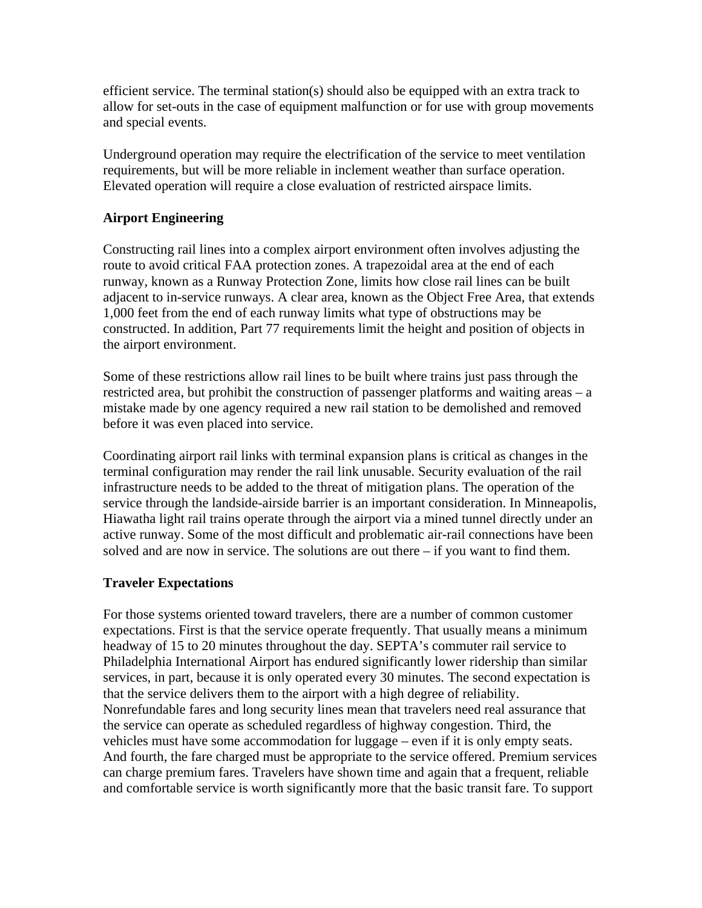efficient service. The terminal station(s) should also be equipped with an extra track to allow for set-outs in the case of equipment malfunction or for use with group movements and special events.

Underground operation may require the electrification of the service to meet ventilation requirements, but will be more reliable in inclement weather than surface operation. Elevated operation will require a close evaluation of restricted airspace limits.

**Airport Engineering**

Constructing rail lines into a complex airport environment often involves adjusting the route to avoid critical FAA protection zones. A trapezoidal area at the end of each runway, known as a Runway Protection Zone, limits how close rail lines can be built adjacent to in-service runways. A clear area, known as the Object Free Area, that extends 1,000 feet from the end of each runway limits what type of obstructions may be constructed. In addition, Part 77 requirements limit the height and position of objects in the airport environment.

Some of these restrictions allow rail lines to be built where trains just pass through the restricted area, but prohibit the construction of passenger platforms and waiting areas – a mistake made by one agency required a new rail station to be demolished and removed before it was even placed into service.

Coordinating airport rail links with terminal expansion plans is critical as changes in the terminal configuration may render the rail link unusable. Security evaluation of the rail infrastructure needs to be added to the threat of mitigation plans. The operation of the service through the landside-airside barrier is an important consideration. In Minneapolis, Hiawatha light rail trains operate through the airport via a mined tunnel directly under an active runway. Some of the most difficult and problematic air-rail connections have been solved and are now in service. The solutions are out there – if you want to find them.

**Traveler Expectations**

For those systems oriented toward travelers, there are a number of common customer expectations. First is that the service operate frequently. That usually means a minimum headway of 15 to 20 minutes throughout the day. SEPTA's commuter rail service to Philadelphia International Airport has endured significantly lower ridership than similar services, in part, because it is only operated every 30 minutes. The second expectation is that the service delivers them to the airport with a high degree of reliability. Nonrefundable fares and long security lines mean that travelers need real assurance that the service can operate as scheduled regardless of highway congestion. Third, the vehicles must have some accommodation for luggage – even if it is only empty seats. And fourth, the fare charged must be appropriate to the service offered. Premium services can charge premium fares. Travelers have shown time and again that a frequent, reliable and comfortable service is worth significantly more that the basic transit fare. To support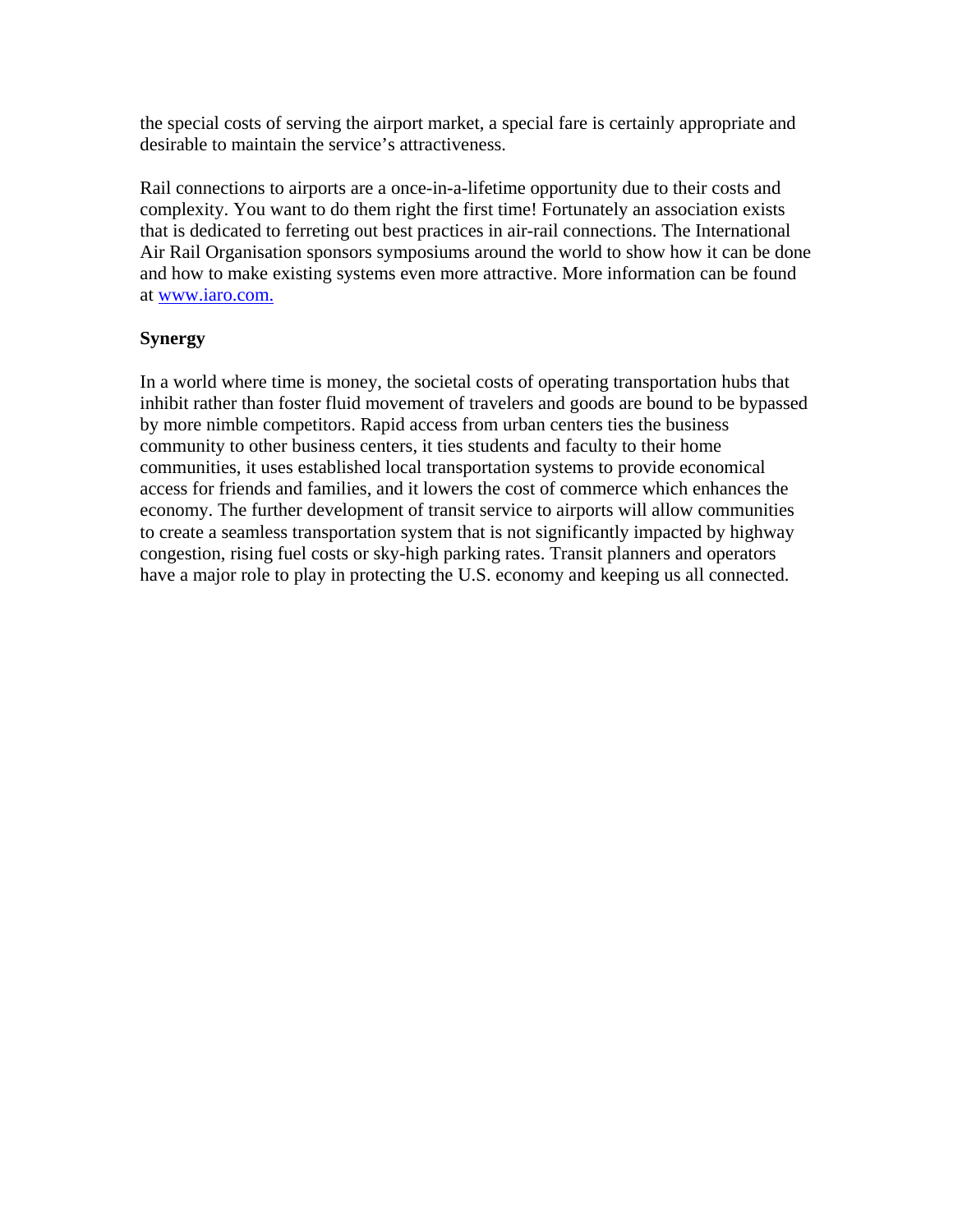the special costs of serving the airport market, a special fare is certainly appropriate and desirable to maintain the service's attractiveness.

Rail connections to airports are a once-in-a-lifetime opportunity due to their costs and complexity. You want to do them right the first time! Fortunately an association exists that is dedicated to ferreting out best practices in air-rail connections. The International Air Rail Organisation sponsors symposiums around the world to show how it can be done and how to make existing systems even more attractive. More information can be found at www.iaro.com.

**Synergy**

In a world where time is money, the societal costs of operating transportation hubs that inhibit rather than foster fluid movement of travelers and goods are bound to be bypassed by more nimble competitors. Rapid access from urban centers ties the business community to other business centers, it ties students and faculty to their home communities, it uses established local transportation systems to provide economical access for friends and families, and it lowers the cost of commerce which enhances the economy. The further development of transit service to airports will allow communities to create a seamless transportation system that is not significantly impacted by highway congestion, rising fuel costs or sky-high parking rates. Transit planners and operators have a major role to play in protecting the U.S. economy and keeping us all connected.